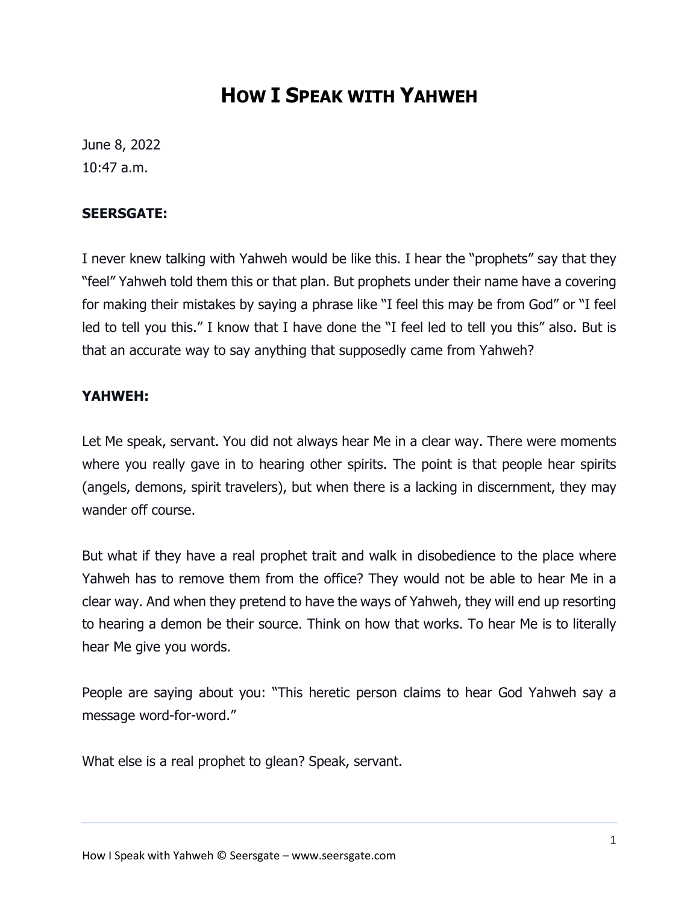# HOW I SPEAK WITH YAHWEH

June 8, 2022
10:47 a.m.

**SEERSGATE:**

I never knew talking with Yahweh would be like this. I hear the "prophets" say that they "feel" Yahweh told them this or that plan. But prophets under their name have a covering for making their mistakes by saying a phrase like "I feel this may be from God" or "I feel led to tell you this." I know that I have done the "I feel led to tell you this" also. But is that an accurate way to say anything that supposedly came from Yahweh?

**YAHWEH:**

Let Me speak, servant. You did not always hear Me in a clear way. There were moments where you really gave in to hearing other spirits. The point is that people hear spirits (angels, demons, spirit travelers), but when there is a lacking in discernment, they may wander off course.

But what if they have a real prophet trait and walk in disobedience to the place where Yahweh has to remove them from the office? They would not be able to hear Me in a clear way. And when they pretend to have the ways of Yahweh, they will end up resorting to hearing a demon be their source. Think on how that works. To hear Me is to literally hear Me give you words.

People are saying about you: "This heretic person claims to hear God Yahweh say a message word-for-word."

What else is a real prophet to glean? Speak, servant.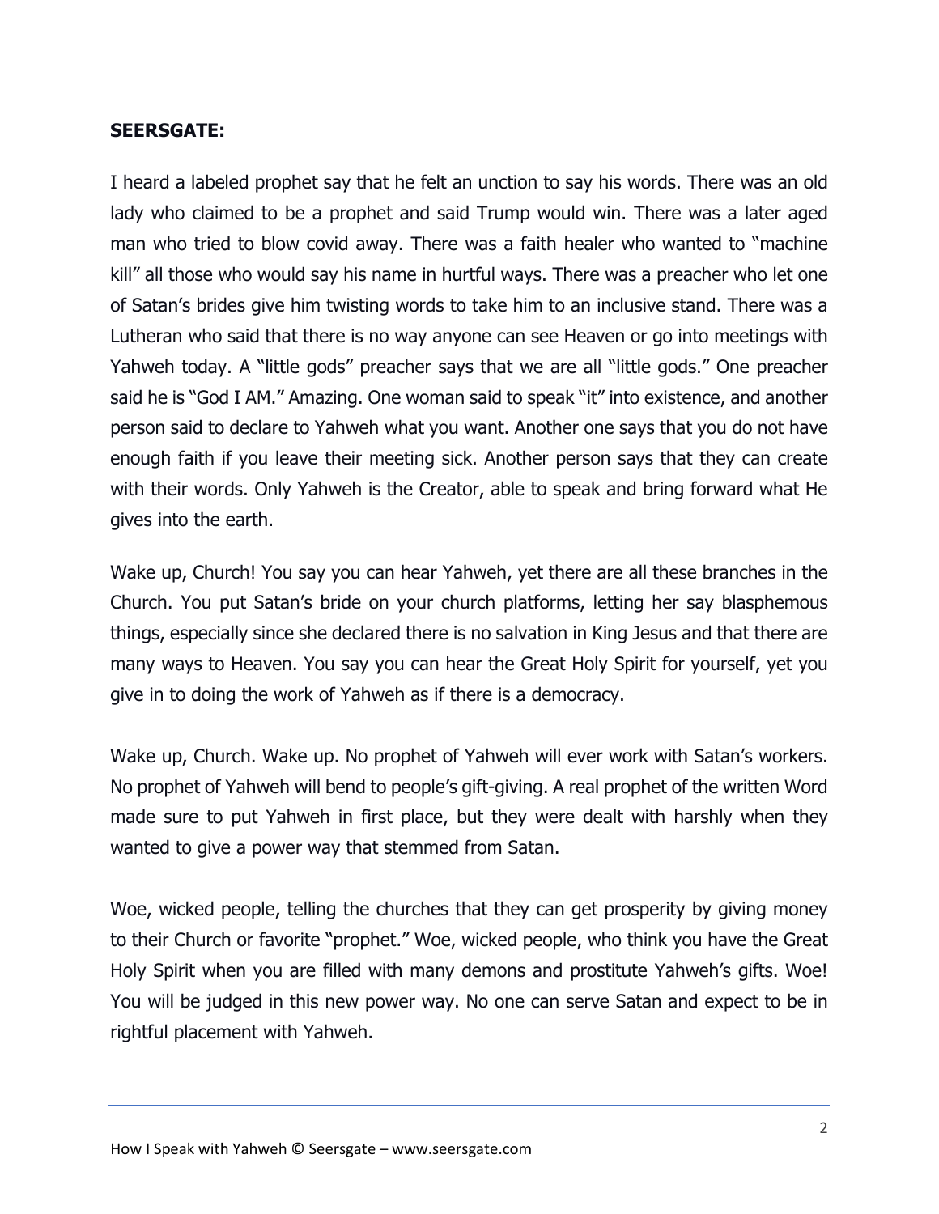**SEERSGATE:**

I heard a labeled prophet say that he felt an unction to say his words. There was an old lady who claimed to be a prophet and said Trump would win. There was a later aged man who tried to blow covid away. There was a faith healer who wanted to "machine kill" all those who would say his name in hurtful ways. There was a preacher who let one of Satan's brides give him twisting words to take him to an inclusive stand. There was a Lutheran who said that there is no way anyone can see Heaven or go into meetings with Yahweh today. A "little gods" preacher says that we are all "little gods." One preacher said he is "God I AM." Amazing. One woman said to speak "it" into existence, and another person said to declare to Yahweh what you want. Another one says that you do not have enough faith if you leave their meeting sick. Another person says that they can create with their words. Only Yahweh is the Creator, able to speak and bring forward what He gives into the earth.

Wake up, Church! You say you can hear Yahweh, yet there are all these branches in the Church. You put Satan's bride on your church platforms, letting her say blasphemous things, especially since she declared there is no salvation in King Jesus and that there are many ways to Heaven. You say you can hear the Great Holy Spirit for yourself, yet you give in to doing the work of Yahweh as if there is a democracy.

Wake up, Church. Wake up. No prophet of Yahweh will ever work with Satan's workers. No prophet of Yahweh will bend to people's gift-giving. A real prophet of the written Word made sure to put Yahweh in first place, but they were dealt with harshly when they wanted to give a power way that stemmed from Satan.

Woe, wicked people, telling the churches that they can get prosperity by giving money to their Church or favorite "prophet." Woe, wicked people, who think you have the Great Holy Spirit when you are filled with many demons and prostitute Yahweh's gifts. Woe! You will be judged in this new power way. No one can serve Satan and expect to be in rightful placement with Yahweh.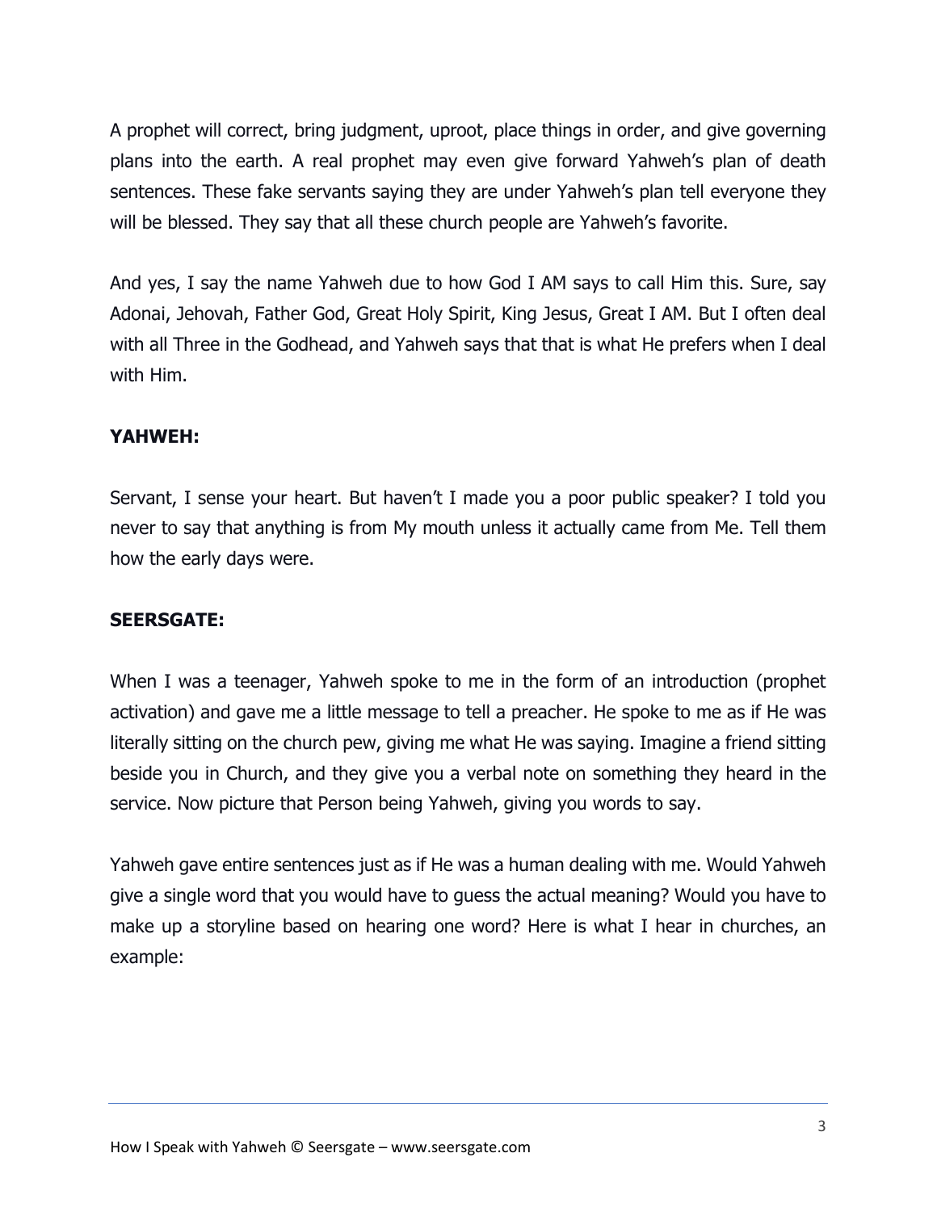A prophet will correct, bring judgment, uproot, place things in order, and give governing plans into the earth. A real prophet may even give forward Yahweh's plan of death sentences. These fake servants saying they are under Yahweh's plan tell everyone they will be blessed. They say that all these church people are Yahweh's favorite.

And yes, I say the name Yahweh due to how God I AM says to call Him this. Sure, say Adonai, Jehovah, Father God, Great Holy Spirit, King Jesus, Great I AM. But I often deal with all Three in the Godhead, and Yahweh says that that is what He prefers when I deal with Him.

**YAHWEH:**

Servant, I sense your heart. But haven't I made you a poor public speaker? I told you never to say that anything is from My mouth unless it actually came from Me. Tell them how the early days were.

**SEERSGATE:**

When I was a teenager, Yahweh spoke to me in the form of an introduction (prophet activation) and gave me a little message to tell a preacher. He spoke to me as if He was literally sitting on the church pew, giving me what He was saying. Imagine a friend sitting beside you in Church, and they give you a verbal note on something they heard in the service. Now picture that Person being Yahweh, giving you words to say.

Yahweh gave entire sentences just as if He was a human dealing with me. Would Yahweh give a single word that you would have to guess the actual meaning? Would you have to make up a storyline based on hearing one word? Here is what I hear in churches, an example: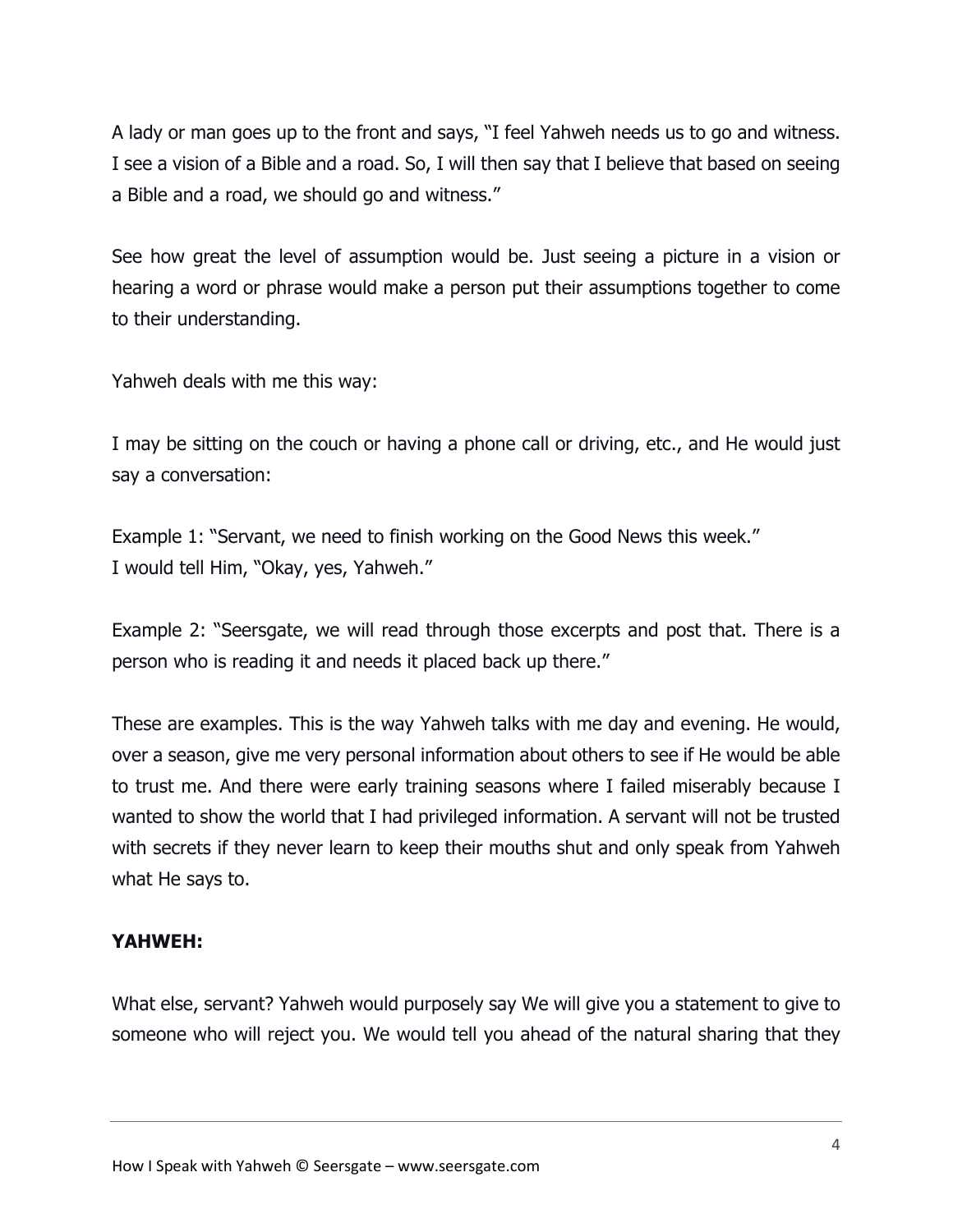A lady or man goes up to the front and says, "I feel Yahweh needs us to go and witness. I see a vision of a Bible and a road. So, I will then say that I believe that based on seeing a Bible and a road, we should go and witness."

See how great the level of assumption would be. Just seeing a picture in a vision or hearing a word or phrase would make a person put their assumptions together to come to their understanding.

Yahweh deals with me this way:

I may be sitting on the couch or having a phone call or driving, etc., and He would just say a conversation:

Example 1: "Servant, we need to finish working on the Good News this week."
I would tell Him, "Okay, yes, Yahweh."

Example 2: "Seersgate, we will read through those excerpts and post that. There is a person who is reading it and needs it placed back up there."

These are examples. This is the way Yahweh talks with me day and evening. He would, over a season, give me very personal information about others to see if He would be able to trust me. And there were early training seasons where I failed miserably because I wanted to show the world that I had privileged information. A servant will not be trusted with secrets if they never learn to keep their mouths shut and only speak from Yahweh what He says to.

**YAHWEH:**

What else, servant? Yahweh would purposely say We will give you a statement to give to someone who will reject you. We would tell you ahead of the natural sharing that they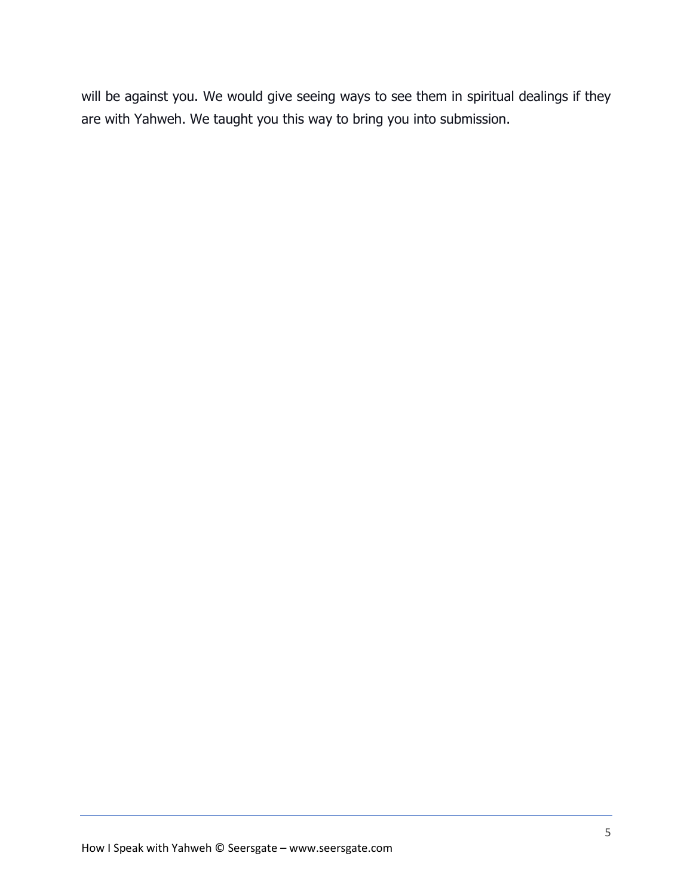will be against you. We would give seeing ways to see them in spiritual dealings if they are with Yahweh. We taught you this way to bring you into submission.